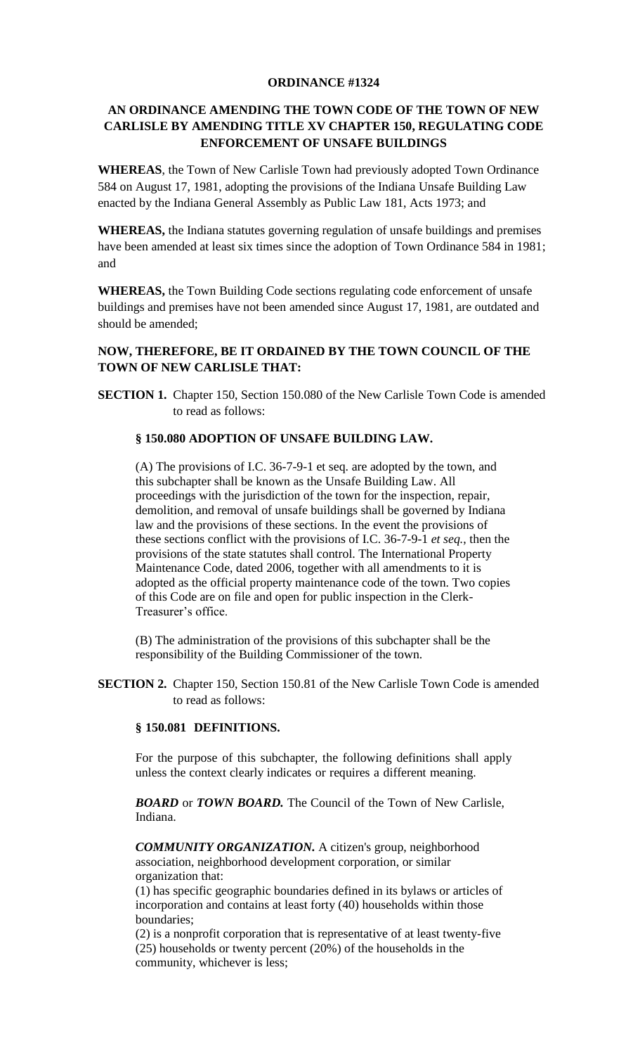**ORDINANCE #1324**

**AN ORDINANCE AMENDING THE TOWN CODE OF THE TOWN OF NEW CARLISLE BY AMENDING TITLE XV CHAPTER 150, REGULATING CODE ENFORCEMENT OF UNSAFE BUILDINGS**

**WHEREAS**, the Town of New Carlisle Town had previously adopted Town Ordinance 584 on August 17, 1981, adopting the provisions of the Indiana Unsafe Building Law enacted by the Indiana General Assembly as Public Law 181, Acts 1973; and

**WHEREAS,** the Indiana statutes governing regulation of unsafe buildings and premises have been amended at least six times since the adoption of Town Ordinance 584 in 1981; and

**WHEREAS,** the Town Building Code sections regulating code enforcement of unsafe buildings and premises have not been amended since August 17, 1981, are outdated and should be amended;

**NOW, THEREFORE, BE IT ORDAINED BY THE TOWN COUNCIL OF THE TOWN OF NEW CARLISLE THAT:**

**SECTION 1.** Chapter 150, Section 150.080 of the New Carlisle Town Code is amended to read as follows:

**§ 150.080 ADOPTION OF UNSAFE BUILDING LAW.**

(A) The provisions of I.C. 36-7-9-1 et seq. are adopted by the town, and this subchapter shall be known as the Unsafe Building Law. All proceedings with the jurisdiction of the town for the inspection, repair, demolition, and removal of unsafe buildings shall be governed by Indiana law and the provisions of these sections. In the event the provisions of these sections conflict with the provisions of I.C. 36-7-9-1 *et seq.*, then the provisions of the state statutes shall control. The International Property Maintenance Code, dated 2006, together with all amendments to it is adopted as the official property maintenance code of the town. Two copies of this Code are on file and open for public inspection in the Clerk-Treasurer's office.

(B) The administration of the provisions of this subchapter shall be the responsibility of the Building Commissioner of the town.

**SECTION 2.** Chapter 150, Section 150.81 of the New Carlisle Town Code is amended to read as follows:

**§ 150.081 DEFINITIONS.**

For the purpose of this subchapter, the following definitions shall apply unless the context clearly indicates or requires a different meaning.

***BOARD*** or ***TOWN BOARD.*** The Council of the Town of New Carlisle, Indiana.

***COMMUNITY ORGANIZATION.*** A citizen's group, neighborhood association, neighborhood development corporation, or similar organization that:

(1) has specific geographic boundaries defined in its bylaws or articles of incorporation and contains at least forty (40) households within those boundaries;

(2) is a nonprofit corporation that is representative of at least twenty-five (25) households or twenty percent (20%) of the households in the community, whichever is less;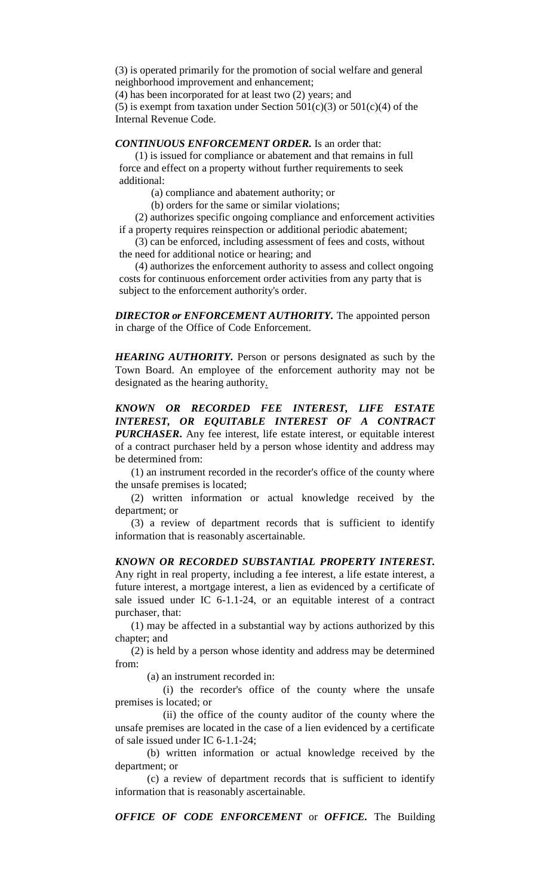(3) is operated primarily for the promotion of social welfare and general neighborhood improvement and enhancement;

(4) has been incorporated for at least two (2) years; and

(5) is exempt from taxation under Section 501(c)(3) or 501(c)(4) of the Internal Revenue Code.

***CONTINUOUS ENFORCEMENT ORDER.*** Is an order that:

(1) is issued for compliance or abatement and that remains in full force and effect on a property without further requirements to seek additional:

(a) compliance and abatement authority; or

(b) orders for the same or similar violations;

(2) authorizes specific ongoing compliance and enforcement activities if a property requires reinspection or additional periodic abatement;

(3) can be enforced, including assessment of fees and costs, without the need for additional notice or hearing; and

(4) authorizes the enforcement authority to assess and collect ongoing costs for continuous enforcement order activities from any party that is subject to the enforcement authority's order.

***DIRECTOR or ENFORCEMENT AUTHORITY.*** The appointed person in charge of the Office of Code Enforcement.

***HEARING AUTHORITY.*** Person or persons designated as such by the Town Board. An employee of the enforcement authority may not be designated as the hearing authority.

***KNOWN OR RECORDED FEE INTEREST, LIFE ESTATE INTEREST, OR EQUITABLE INTEREST OF A CONTRACT PURCHASER.*** Any fee interest, life estate interest, or equitable interest of a contract purchaser held by a person whose identity and address may be determined from:

(1) an instrument recorded in the recorder's office of the county where the unsafe premises is located;

(2) written information or actual knowledge received by the department; or

(3) a review of department records that is sufficient to identify information that is reasonably ascertainable.

***KNOWN OR RECORDED SUBSTANTIAL PROPERTY INTEREST.*** Any right in real property, including a fee interest, a life estate interest, a future interest, a mortgage interest, a lien as evidenced by a certificate of sale issued under IC 6-1.1-24, or an equitable interest of a contract purchaser, that:

(1) may be affected in a substantial way by actions authorized by this chapter; and

(2) is held by a person whose identity and address may be determined from:

(a) an instrument recorded in:

(i) the recorder's office of the county where the unsafe premises is located; or

(ii) the office of the county auditor of the county where the unsafe premises are located in the case of a lien evidenced by a certificate of sale issued under IC 6-1.1-24;

(b) written information or actual knowledge received by the department; or

(c) a review of department records that is sufficient to identify information that is reasonably ascertainable.

***OFFICE OF CODE ENFORCEMENT*** or ***OFFICE.*** The Building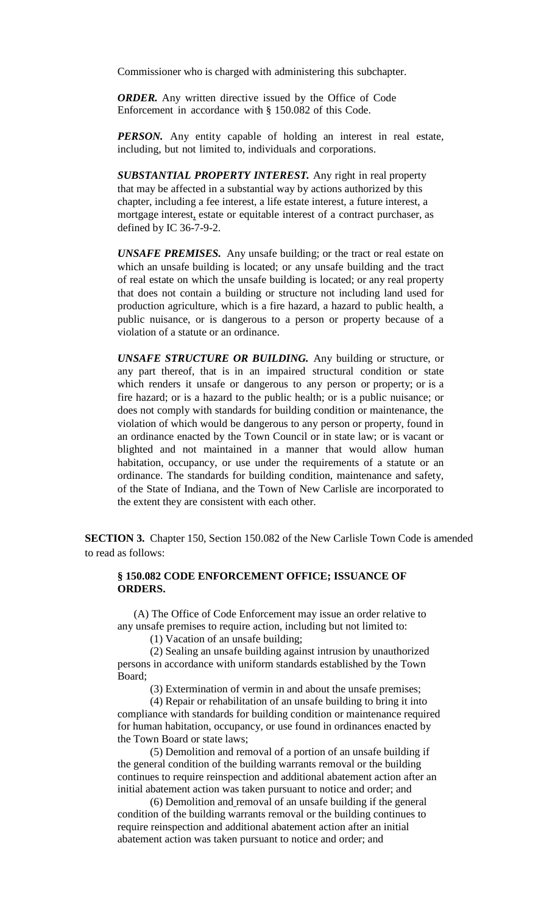Commissioner who is charged with administering this subchapter.

***ORDER.*** Any written directive issued by the Office of Code Enforcement in accordance with § 150.082 of this Code.

***PERSON.*** Any entity capable of holding an interest in real estate, including, but not limited to, individuals and corporations.

***SUBSTANTIAL PROPERTY INTEREST.*** Any right in real property that may be affected in a substantial way by actions authorized by this chapter, including a fee interest, a life estate interest, a future interest, a mortgage interest, estate or equitable interest of a contract purchaser, as defined by IC 36-7-9-2.

***UNSAFE PREMISES.*** Any unsafe building; or the tract or real estate on which an unsafe building is located; or any unsafe building and the tract of real estate on which the unsafe building is located; or any real property that does not contain a building or structure not including land used for production agriculture, which is a fire hazard, a hazard to public health, a public nuisance, or is dangerous to a person or property because of a violation of a statute or an ordinance.

***UNSAFE STRUCTURE OR BUILDING.*** Any building or structure, or any part thereof, that is in an impaired structural condition or state which renders it unsafe or dangerous to any person or property; or is a fire hazard; or is a hazard to the public health; or is a public nuisance; or does not comply with standards for building condition or maintenance, the violation of which would be dangerous to any person or property, found in an ordinance enacted by the Town Council or in state law; or is vacant or blighted and not maintained in a manner that would allow human habitation, occupancy, or use under the requirements of a statute or an ordinance. The standards for building condition, maintenance and safety, of the State of Indiana, and the Town of New Carlisle are incorporated to the extent they are consistent with each other.

**SECTION 3.** Chapter 150, Section 150.082 of the New Carlisle Town Code is amended to read as follows:

**§ 150.082 CODE ENFORCEMENT OFFICE; ISSUANCE OF ORDERS.**

(A) The Office of Code Enforcement may issue an order relative to any unsafe premises to require action, including but not limited to:

(1) Vacation of an unsafe building;

(2) Sealing an unsafe building against intrusion by unauthorized persons in accordance with uniform standards established by the Town Board;

(3) Extermination of vermin in and about the unsafe premises;

(4) Repair or rehabilitation of an unsafe building to bring it into compliance with standards for building condition or maintenance required for human habitation, occupancy, or use found in ordinances enacted by the Town Board or state laws;

(5) Demolition and removal of a portion of an unsafe building if the general condition of the building warrants removal or the building continues to require reinspection and additional abatement action after an initial abatement action was taken pursuant to notice and order; and

(6) Demolition and removal of an unsafe building if the general condition of the building warrants removal or the building continues to require reinspection and additional abatement action after an initial abatement action was taken pursuant to notice and order; and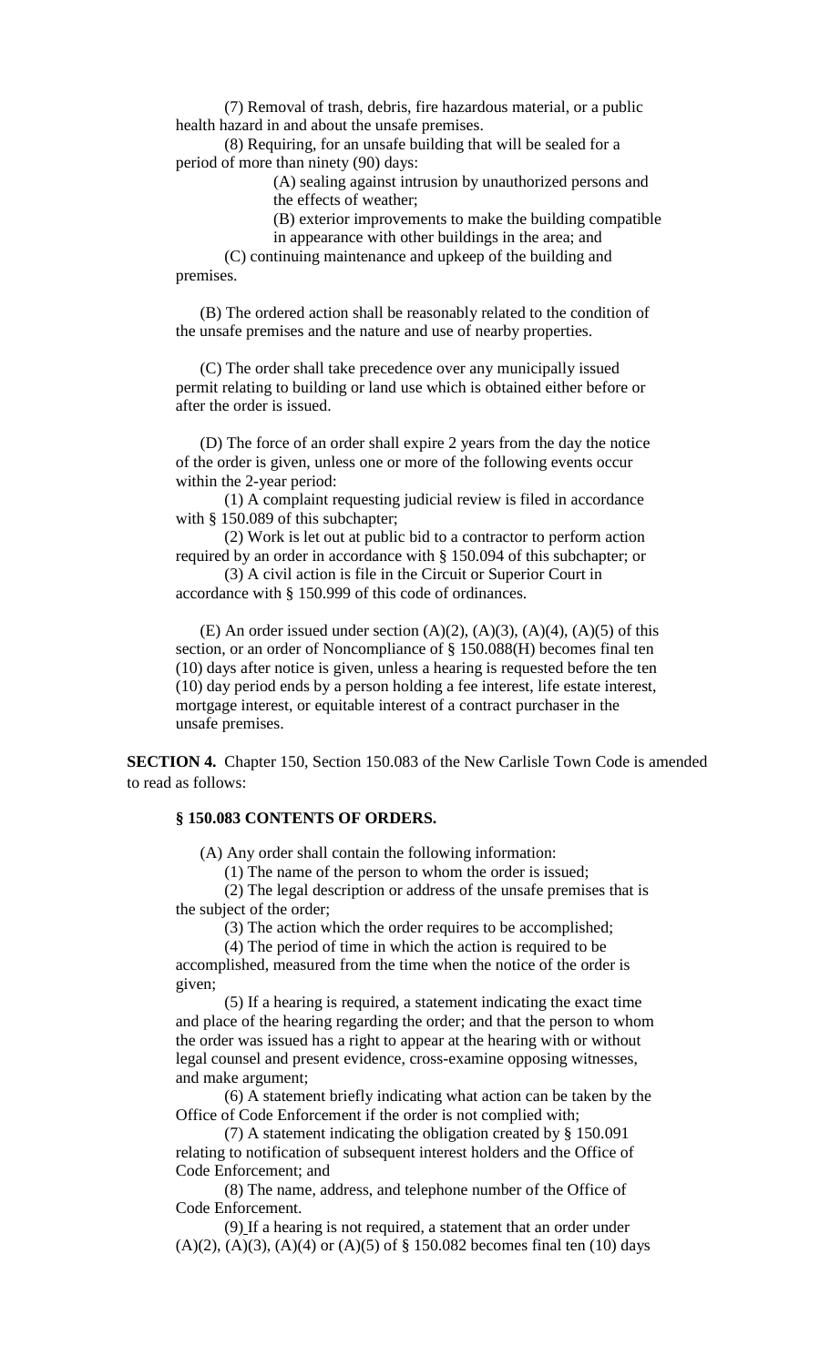(7) Removal of trash, debris, fire hazardous material, or a public health hazard in and about the unsafe premises.

(8) Requiring, for an unsafe building that will be sealed for a period of more than ninety (90) days:

(A) sealing against intrusion by unauthorized persons and the effects of weather;

(B) exterior improvements to make the building compatible in appearance with other buildings in the area; and

(C) continuing maintenance and upkeep of the building and premises.

(B) The ordered action shall be reasonably related to the condition of the unsafe premises and the nature and use of nearby properties.

(C) The order shall take precedence over any municipally issued permit relating to building or land use which is obtained either before or after the order is issued.

(D) The force of an order shall expire 2 years from the day the notice of the order is given, unless one or more of the following events occur within the 2-year period:

(1) A complaint requesting judicial review is filed in accordance with § 150.089 of this subchapter;

(2) Work is let out at public bid to a contractor to perform action required by an order in accordance with § 150.094 of this subchapter; or

(3) A civil action is file in the Circuit or Superior Court in accordance with § 150.999 of this code of ordinances.

(E) An order issued under section (A)(2), (A)(3), (A)(4), (A)(5) of this section, or an order of Noncompliance of § 150.088(H) becomes final ten (10) days after notice is given, unless a hearing is requested before the ten (10) day period ends by a person holding a fee interest, life estate interest, mortgage interest, or equitable interest of a contract purchaser in the unsafe premises.

**SECTION 4.** Chapter 150, Section 150.083 of the New Carlisle Town Code is amended to read as follows:

### § 150.083 CONTENTS OF ORDERS.

(A) Any order shall contain the following information:

(1) The name of the person to whom the order is issued;

(2) The legal description or address of the unsafe premises that is the subject of the order;

(3) The action which the order requires to be accomplished;

(4) The period of time in which the action is required to be accomplished, measured from the time when the notice of the order is given;

(5) If a hearing is required, a statement indicating the exact time and place of the hearing regarding the order; and that the person to whom the order was issued has a right to appear at the hearing with or without legal counsel and present evidence, cross-examine opposing witnesses, and make argument;

(6) A statement briefly indicating what action can be taken by the Office of Code Enforcement if the order is not complied with;

(7) A statement indicating the obligation created by § 150.091 relating to notification of subsequent interest holders and the Office of Code Enforcement; and

(8) The name, address, and telephone number of the Office of Code Enforcement.

(9) If a hearing is not required, a statement that an order under (A)(2), (A)(3), (A)(4) or (A)(5) of § 150.082 becomes final ten (10) days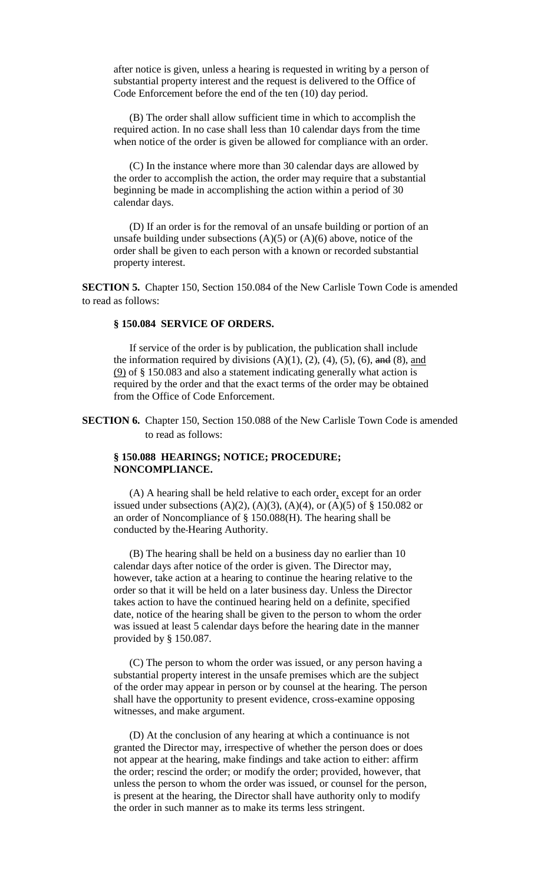after notice is given, unless a hearing is requested in writing by a person of substantial property interest and the request is delivered to the Office of Code Enforcement before the end of the ten (10) day period.

(B) The order shall allow sufficient time in which to accomplish the required action. In no case shall less than 10 calendar days from the time when notice of the order is given be allowed for compliance with an order.

(C) In the instance where more than 30 calendar days are allowed by the order to accomplish the action, the order may require that a substantial beginning be made in accomplishing the action within a period of 30 calendar days.

(D) If an order is for the removal of an unsafe building or portion of an unsafe building under subsections (A)(5) or (A)(6) above, notice of the order shall be given to each person with a known or recorded substantial property interest.

**SECTION 5.** Chapter 150, Section 150.084 of the New Carlisle Town Code is amended to read as follows:

**§ 150.084 SERVICE OF ORDERS.**

If service of the order is by publication, the publication shall include the information required by divisions (A)(1), (2), (4), (5), (6), ~~and~~ (8), and (9) of § 150.083 and also a statement indicating generally what action is required by the order and that the exact terms of the order may be obtained from the Office of Code Enforcement.

**SECTION 6.** Chapter 150, Section 150.088 of the New Carlisle Town Code is amended to read as follows:

**§ 150.088 HEARINGS; NOTICE; PROCEDURE; NONCOMPLIANCE.**

(A) A hearing shall be held relative to each order, except for an order issued under subsections (A)(2), (A)(3), (A)(4), or (A)(5) of § 150.082 or an order of Noncompliance of § 150.088(H). The hearing shall be conducted by the Hearing Authority.

(B) The hearing shall be held on a business day no earlier than 10 calendar days after notice of the order is given. The Director may, however, take action at a hearing to continue the hearing relative to the order so that it will be held on a later business day. Unless the Director takes action to have the continued hearing held on a definite, specified date, notice of the hearing shall be given to the person to whom the order was issued at least 5 calendar days before the hearing date in the manner provided by § 150.087.

(C) The person to whom the order was issued, or any person having a substantial property interest in the unsafe premises which are the subject of the order may appear in person or by counsel at the hearing. The person shall have the opportunity to present evidence, cross-examine opposing witnesses, and make argument.

(D) At the conclusion of any hearing at which a continuance is not granted the Director may, irrespective of whether the person does or does not appear at the hearing, make findings and take action to either: affirm the order; rescind the order; or modify the order; provided, however, that unless the person to whom the order was issued, or counsel for the person, is present at the hearing, the Director shall have authority only to modify the order in such manner as to make its terms less stringent.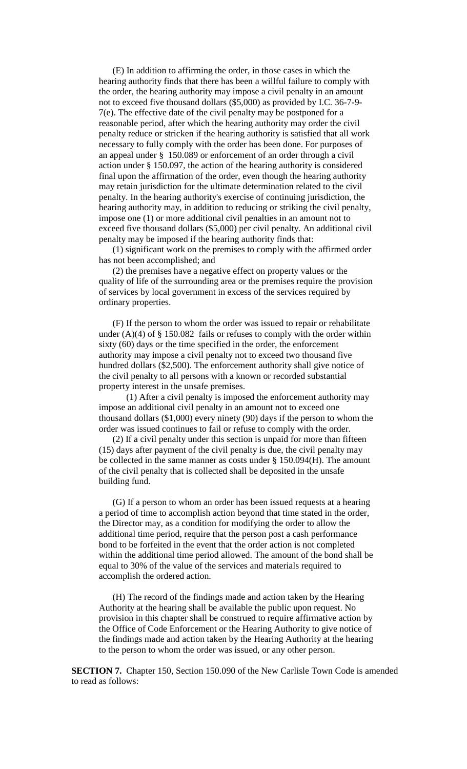(E) In addition to affirming the order, in those cases in which the hearing authority finds that there has been a willful failure to comply with the order, the hearing authority may impose a civil penalty in an amount not to exceed five thousand dollars ($5,000) as provided by I.C. 36-7-9-7(e). The effective date of the civil penalty may be postponed for a reasonable period, after which the hearing authority may order the civil penalty reduce or stricken if the hearing authority is satisfied that all work necessary to fully comply with the order has been done. For purposes of an appeal under § 150.089 or enforcement of an order through a civil action under § 150.097, the action of the hearing authority is considered final upon the affirmation of the order, even though the hearing authority may retain jurisdiction for the ultimate determination related to the civil penalty. In the hearing authority's exercise of continuing jurisdiction, the hearing authority may, in addition to reducing or striking the civil penalty, impose one (1) or more additional civil penalties in an amount not to exceed five thousand dollars ($5,000) per civil penalty. An additional civil penalty may be imposed if the hearing authority finds that:

(1) significant work on the premises to comply with the affirmed order has not been accomplished; and

(2) the premises have a negative effect on property values or the quality of life of the surrounding area or the premises require the provision of services by local government in excess of the services required by ordinary properties.

(F) If the person to whom the order was issued to repair or rehabilitate under (A)(4) of § 150.082 fails or refuses to comply with the order within sixty (60) days or the time specified in the order, the enforcement authority may impose a civil penalty not to exceed two thousand five hundred dollars ($2,500). The enforcement authority shall give notice of the civil penalty to all persons with a known or recorded substantial property interest in the unsafe premises.

(1) After a civil penalty is imposed the enforcement authority may impose an additional civil penalty in an amount not to exceed one thousand dollars ($1,000) every ninety (90) days if the person to whom the order was issued continues to fail or refuse to comply with the order.

(2) If a civil penalty under this section is unpaid for more than fifteen (15) days after payment of the civil penalty is due, the civil penalty may be collected in the same manner as costs under § 150.094(H). The amount of the civil penalty that is collected shall be deposited in the unsafe building fund.

(G) If a person to whom an order has been issued requests at a hearing a period of time to accomplish action beyond that time stated in the order, the Director may, as a condition for modifying the order to allow the additional time period, require that the person post a cash performance bond to be forfeited in the event that the order action is not completed within the additional time period allowed. The amount of the bond shall be equal to 30% of the value of the services and materials required to accomplish the ordered action.

(H) The record of the findings made and action taken by the Hearing Authority at the hearing shall be available the public upon request. No provision in this chapter shall be construed to require affirmative action by the Office of Code Enforcement or the Hearing Authority to give notice of the findings made and action taken by the Hearing Authority at the hearing to the person to whom the order was issued, or any other person.

**SECTION 7.** Chapter 150, Section 150.090 of the New Carlisle Town Code is amended to read as follows: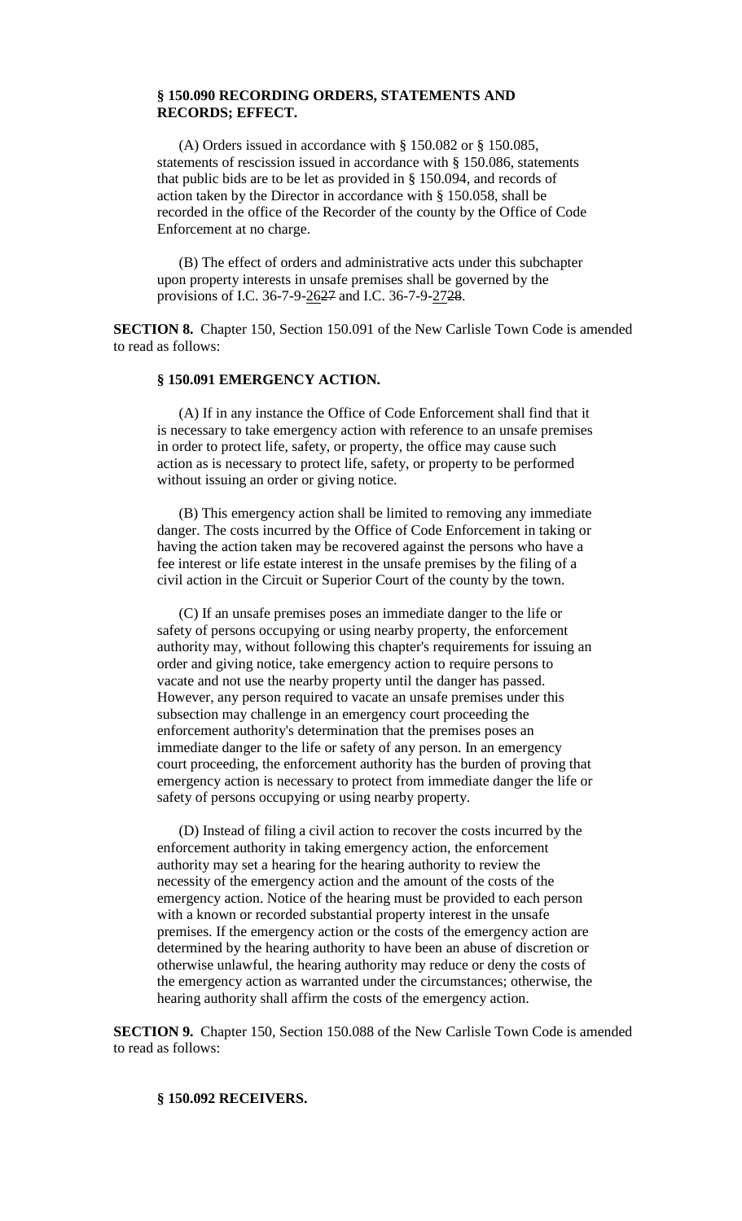### § 150.090 RECORDING ORDERS, STATEMENTS AND RECORDS; EFFECT.

(A) Orders issued in accordance with § 150.082 or § 150.085, statements of rescission issued in accordance with § 150.086, statements that public bids are to be let as provided in § 150.094, and records of action taken by the Director in accordance with § 150.058, shall be recorded in the office of the Recorder of the county by the Office of Code Enforcement at no charge.

(B) The effect of orders and administrative acts under this subchapter upon property interests in unsafe premises shall be governed by the provisions of I.C. 36-7-9-26~~27~~ and I.C. 36-7-9-27~~28~~.

**SECTION 8.** Chapter 150, Section 150.091 of the New Carlisle Town Code is amended to read as follows:

### § 150.091 EMERGENCY ACTION.

(A) If in any instance the Office of Code Enforcement shall find that it is necessary to take emergency action with reference to an unsafe premises in order to protect life, safety, or property, the office may cause such action as is necessary to protect life, safety, or property to be performed without issuing an order or giving notice.

(B) This emergency action shall be limited to removing any immediate danger. The costs incurred by the Office of Code Enforcement in taking or having the action taken may be recovered against the persons who have a fee interest or life estate interest in the unsafe premises by the filing of a civil action in the Circuit or Superior Court of the county by the town.

(C) If an unsafe premises poses an immediate danger to the life or safety of persons occupying or using nearby property, the enforcement authority may, without following this chapter's requirements for issuing an order and giving notice, take emergency action to require persons to vacate and not use the nearby property until the danger has passed. However, any person required to vacate an unsafe premises under this subsection may challenge in an emergency court proceeding the enforcement authority's determination that the premises poses an immediate danger to the life or safety of any person. In an emergency court proceeding, the enforcement authority has the burden of proving that emergency action is necessary to protect from immediate danger the life or safety of persons occupying or using nearby property.

(D) Instead of filing a civil action to recover the costs incurred by the enforcement authority in taking emergency action, the enforcement authority may set a hearing for the hearing authority to review the necessity of the emergency action and the amount of the costs of the emergency action. Notice of the hearing must be provided to each person with a known or recorded substantial property interest in the unsafe premises. If the emergency action or the costs of the emergency action are determined by the hearing authority to have been an abuse of discretion or otherwise unlawful, the hearing authority may reduce or deny the costs of the emergency action as warranted under the circumstances; otherwise, the hearing authority shall affirm the costs of the emergency action.

**SECTION 9.** Chapter 150, Section 150.088 of the New Carlisle Town Code is amended to read as follows:

### § 150.092 RECEIVERS.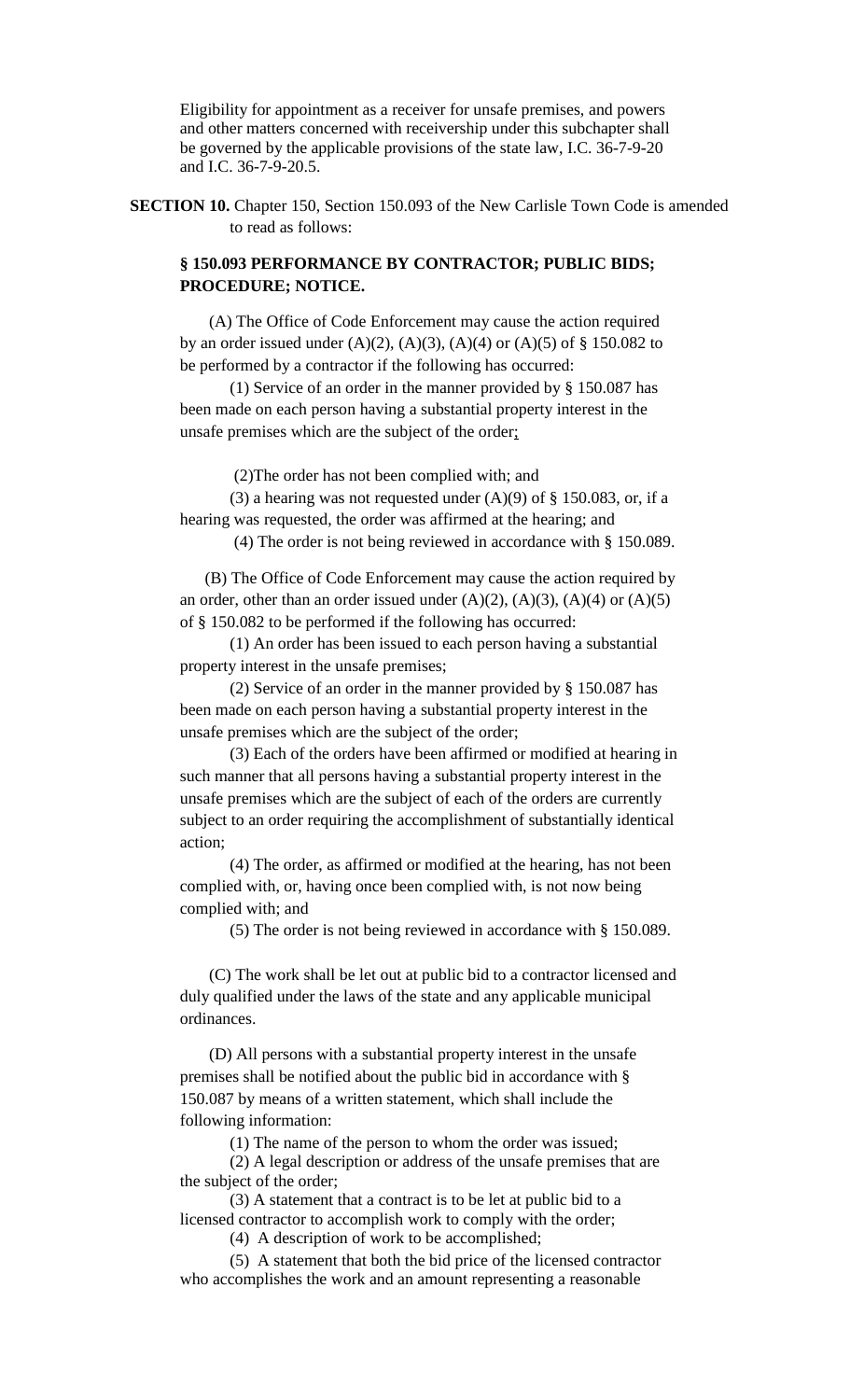Eligibility for appointment as a receiver for unsafe premises, and powers and other matters concerned with receivership under this subchapter shall be governed by the applicable provisions of the state law, I.C. 36-7-9-20 and I.C. 36-7-9-20.5.

**SECTION 10.** Chapter 150, Section 150.093 of the New Carlisle Town Code is amended to read as follows:

**§ 150.093 PERFORMANCE BY CONTRACTOR; PUBLIC BIDS; PROCEDURE; NOTICE.**

(A) The Office of Code Enforcement may cause the action required by an order issued under (A)(2), (A)(3), (A)(4) or (A)(5) of § 150.082 to be performed by a contractor if the following has occurred:

(1) Service of an order in the manner provided by § 150.087 has been made on each person having a substantial property interest in the unsafe premises which are the subject of the order;

(2)The order has not been complied with; and

(3) a hearing was not requested under (A)(9) of § 150.083, or, if a hearing was requested, the order was affirmed at the hearing; and

(4) The order is not being reviewed in accordance with § 150.089.

(B) The Office of Code Enforcement may cause the action required by an order, other than an order issued under (A)(2), (A)(3), (A)(4) or (A)(5) of § 150.082 to be performed if the following has occurred:

(1) An order has been issued to each person having a substantial property interest in the unsafe premises;

(2) Service of an order in the manner provided by § 150.087 has been made on each person having a substantial property interest in the unsafe premises which are the subject of the order;

(3) Each of the orders have been affirmed or modified at hearing in such manner that all persons having a substantial property interest in the unsafe premises which are the subject of each of the orders are currently subject to an order requiring the accomplishment of substantially identical action;

(4) The order, as affirmed or modified at the hearing, has not been complied with, or, having once been complied with, is not now being complied with; and

(5) The order is not being reviewed in accordance with § 150.089.

(C) The work shall be let out at public bid to a contractor licensed and duly qualified under the laws of the state and any applicable municipal ordinances.

(D) All persons with a substantial property interest in the unsafe premises shall be notified about the public bid in accordance with § 150.087 by means of a written statement, which shall include the following information:

(1) The name of the person to whom the order was issued;

(2) A legal description or address of the unsafe premises that are the subject of the order;

(3) A statement that a contract is to be let at public bid to a licensed contractor to accomplish work to comply with the order;

(4) A description of work to be accomplished;

(5) A statement that both the bid price of the licensed contractor who accomplishes the work and an amount representing a reasonable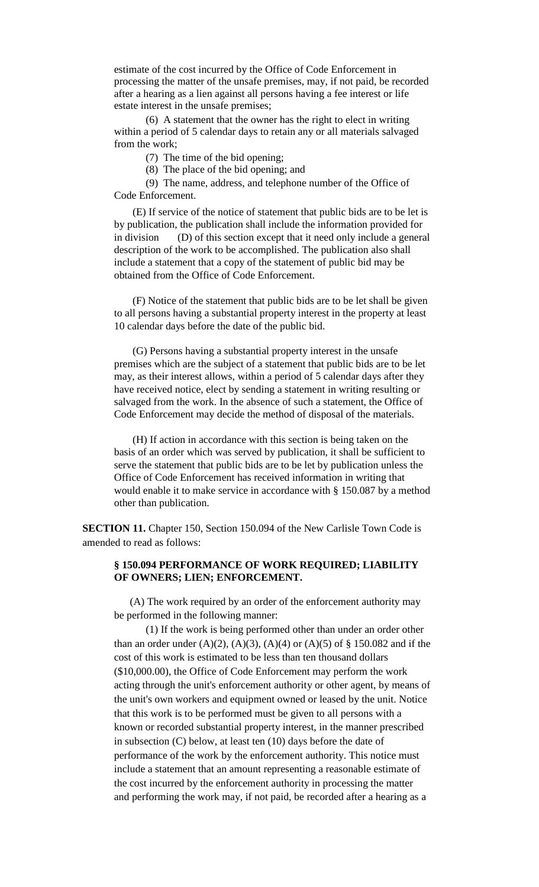estimate of the cost incurred by the Office of Code Enforcement in processing the matter of the unsafe premises, may, if not paid, be recorded after a hearing as a lien against all persons having a fee interest or life estate interest in the unsafe premises;

(6) A statement that the owner has the right to elect in writing within a period of 5 calendar days to retain any or all materials salvaged from the work;

(7) The time of the bid opening;

(8) The place of the bid opening; and

(9) The name, address, and telephone number of the Office of Code Enforcement.

(E) If service of the notice of statement that public bids are to be let is by publication, the publication shall include the information provided for in division (D) of this section except that it need only include a general description of the work to be accomplished. The publication also shall include a statement that a copy of the statement of public bid may be obtained from the Office of Code Enforcement.

(F) Notice of the statement that public bids are to be let shall be given to all persons having a substantial property interest in the property at least 10 calendar days before the date of the public bid.

(G) Persons having a substantial property interest in the unsafe premises which are the subject of a statement that public bids are to be let may, as their interest allows, within a period of 5 calendar days after they have received notice, elect by sending a statement in writing resulting or salvaged from the work. In the absence of such a statement, the Office of Code Enforcement may decide the method of disposal of the materials.

(H) If action in accordance with this section is being taken on the basis of an order which was served by publication, it shall be sufficient to serve the statement that public bids are to be let by publication unless the Office of Code Enforcement has received information in writing that would enable it to make service in accordance with § 150.087 by a method other than publication.

**SECTION 11.** Chapter 150, Section 150.094 of the New Carlisle Town Code is amended to read as follows:

**§ 150.094 PERFORMANCE OF WORK REQUIRED; LIABILITY OF OWNERS; LIEN; ENFORCEMENT.**

(A) The work required by an order of the enforcement authority may be performed in the following manner:

(1) If the work is being performed other than under an order other than an order under (A)(2), (A)(3), (A)(4) or (A)(5) of § 150.082 and if the cost of this work is estimated to be less than ten thousand dollars ($10,000.00), the Office of Code Enforcement may perform the work acting through the unit's enforcement authority or other agent, by means of the unit's own workers and equipment owned or leased by the unit. Notice that this work is to be performed must be given to all persons with a known or recorded substantial property interest, in the manner prescribed in subsection (C) below, at least ten (10) days before the date of performance of the work by the enforcement authority. This notice must include a statement that an amount representing a reasonable estimate of the cost incurred by the enforcement authority in processing the matter and performing the work may, if not paid, be recorded after a hearing as a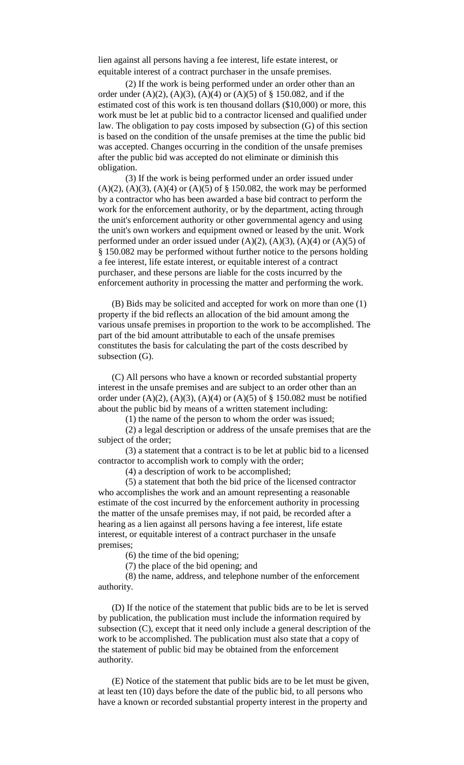lien against all persons having a fee interest, life estate interest, or equitable interest of a contract purchaser in the unsafe premises.

(2) If the work is being performed under an order other than an order under (A)(2), (A)(3), (A)(4) or (A)(5) of § 150.082, and if the estimated cost of this work is ten thousand dollars ($10,000) or more, this work must be let at public bid to a contractor licensed and qualified under law. The obligation to pay costs imposed by subsection (G) of this section is based on the condition of the unsafe premises at the time the public bid was accepted. Changes occurring in the condition of the unsafe premises after the public bid was accepted do not eliminate or diminish this obligation.

(3) If the work is being performed under an order issued under (A)(2), (A)(3), (A)(4) or (A)(5) of § 150.082, the work may be performed by a contractor who has been awarded a base bid contract to perform the work for the enforcement authority, or by the department, acting through the unit's enforcement authority or other governmental agency and using the unit's own workers and equipment owned or leased by the unit. Work performed under an order issued under (A)(2), (A)(3), (A)(4) or (A)(5) of § 150.082 may be performed without further notice to the persons holding a fee interest, life estate interest, or equitable interest of a contract purchaser, and these persons are liable for the costs incurred by the enforcement authority in processing the matter and performing the work.

(B) Bids may be solicited and accepted for work on more than one (1) property if the bid reflects an allocation of the bid amount among the various unsafe premises in proportion to the work to be accomplished. The part of the bid amount attributable to each of the unsafe premises constitutes the basis for calculating the part of the costs described by subsection (G).

(C) All persons who have a known or recorded substantial property interest in the unsafe premises and are subject to an order other than an order under (A)(2), (A)(3), (A)(4) or (A)(5) of § 150.082 must be notified about the public bid by means of a written statement including:

(1) the name of the person to whom the order was issued;

(2) a legal description or address of the unsafe premises that are the subject of the order;

(3) a statement that a contract is to be let at public bid to a licensed contractor to accomplish work to comply with the order;

(4) a description of work to be accomplished;

(5) a statement that both the bid price of the licensed contractor who accomplishes the work and an amount representing a reasonable estimate of the cost incurred by the enforcement authority in processing the matter of the unsafe premises may, if not paid, be recorded after a hearing as a lien against all persons having a fee interest, life estate interest, or equitable interest of a contract purchaser in the unsafe premises;

(6) the time of the bid opening;

(7) the place of the bid opening; and

(8) the name, address, and telephone number of the enforcement authority.

(D) If the notice of the statement that public bids are to be let is served by publication, the publication must include the information required by subsection (C), except that it need only include a general description of the work to be accomplished. The publication must also state that a copy of the statement of public bid may be obtained from the enforcement authority.

(E) Notice of the statement that public bids are to be let must be given, at least ten (10) days before the date of the public bid, to all persons who have a known or recorded substantial property interest in the property and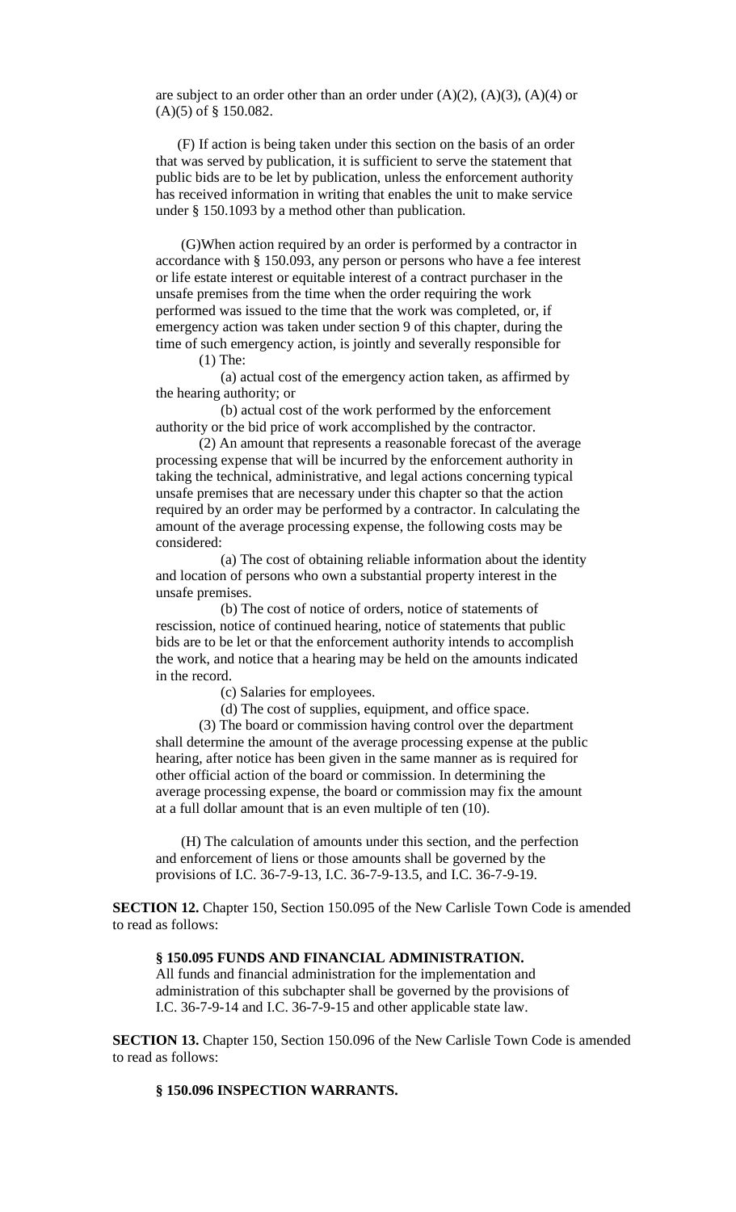are subject to an order other than an order under (A)(2), (A)(3), (A)(4) or (A)(5) of § 150.082.

(F) If action is being taken under this section on the basis of an order that was served by publication, it is sufficient to serve the statement that public bids are to be let by publication, unless the enforcement authority has received information in writing that enables the unit to make service under § 150.1093 by a method other than publication.

(G)When action required by an order is performed by a contractor in accordance with § 150.093, any person or persons who have a fee interest or life estate interest or equitable interest of a contract purchaser in the unsafe premises from the time when the order requiring the work performed was issued to the time that the work was completed, or, if emergency action was taken under section 9 of this chapter, during the time of such emergency action, is jointly and severally responsible for

(1) The:

(a) actual cost of the emergency action taken, as affirmed by the hearing authority; or

(b) actual cost of the work performed by the enforcement authority or the bid price of work accomplished by the contractor.

(2) An amount that represents a reasonable forecast of the average processing expense that will be incurred by the enforcement authority in taking the technical, administrative, and legal actions concerning typical unsafe premises that are necessary under this chapter so that the action required by an order may be performed by a contractor. In calculating the amount of the average processing expense, the following costs may be considered:

(a) The cost of obtaining reliable information about the identity and location of persons who own a substantial property interest in the unsafe premises.

(b) The cost of notice of orders, notice of statements of rescission, notice of continued hearing, notice of statements that public bids are to be let or that the enforcement authority intends to accomplish the work, and notice that a hearing may be held on the amounts indicated in the record.

(c) Salaries for employees.

(d) The cost of supplies, equipment, and office space.

(3) The board or commission having control over the department shall determine the amount of the average processing expense at the public hearing, after notice has been given in the same manner as is required for other official action of the board or commission. In determining the average processing expense, the board or commission may fix the amount at a full dollar amount that is an even multiple of ten (10).

(H) The calculation of amounts under this section, and the perfection and enforcement of liens or those amounts shall be governed by the provisions of I.C. 36-7-9-13, I.C. 36-7-9-13.5, and I.C. 36-7-9-19.

**SECTION 12.** Chapter 150, Section 150.095 of the New Carlisle Town Code is amended to read as follows:

**§ 150.095 FUNDS AND FINANCIAL ADMINISTRATION.**

All funds and financial administration for the implementation and administration of this subchapter shall be governed by the provisions of I.C. 36-7-9-14 and I.C. 36-7-9-15 and other applicable state law.

**SECTION 13.** Chapter 150, Section 150.096 of the New Carlisle Town Code is amended to read as follows:

**§ 150.096 INSPECTION WARRANTS.**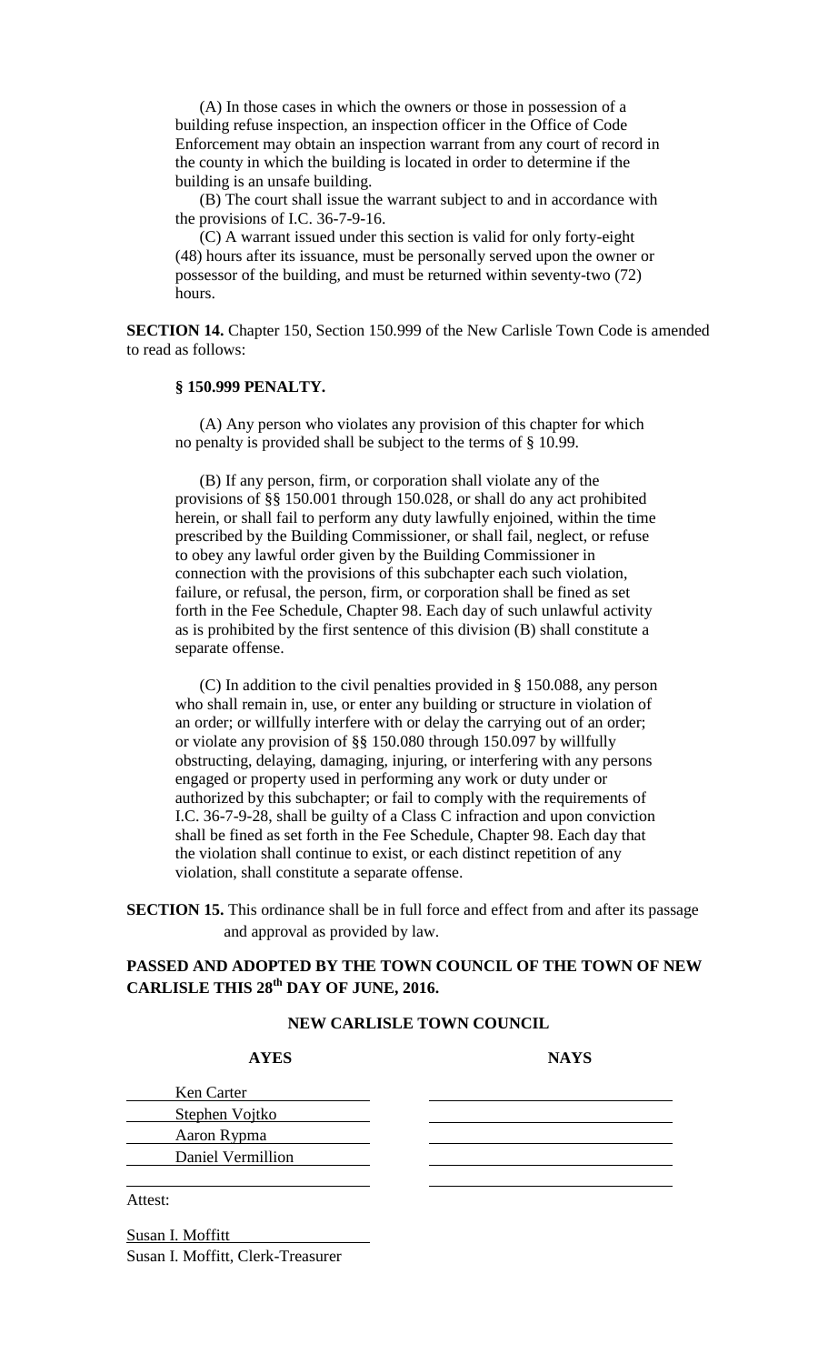(A) In those cases in which the owners or those in possession of a building refuse inspection, an inspection officer in the Office of Code Enforcement may obtain an inspection warrant from any court of record in the county in which the building is located in order to determine if the building is an unsafe building.

(B) The court shall issue the warrant subject to and in accordance with the provisions of I.C. 36-7-9-16.

(C) A warrant issued under this section is valid for only forty-eight (48) hours after its issuance, must be personally served upon the owner or possessor of the building, and must be returned within seventy-two (72) hours.

**SECTION 14.** Chapter 150, Section 150.999 of the New Carlisle Town Code is amended to read as follows:

**§ 150.999 PENALTY.**

(A) Any person who violates any provision of this chapter for which no penalty is provided shall be subject to the terms of § 10.99.

(B) If any person, firm, or corporation shall violate any of the provisions of §§ 150.001 through 150.028, or shall do any act prohibited herein, or shall fail to perform any duty lawfully enjoined, within the time prescribed by the Building Commissioner, or shall fail, neglect, or refuse to obey any lawful order given by the Building Commissioner in connection with the provisions of this subchapter each such violation, failure, or refusal, the person, firm, or corporation shall be fined as set forth in the Fee Schedule, Chapter 98. Each day of such unlawful activity as is prohibited by the first sentence of this division (B) shall constitute a separate offense.

(C) In addition to the civil penalties provided in § 150.088, any person who shall remain in, use, or enter any building or structure in violation of an order; or willfully interfere with or delay the carrying out of an order; or violate any provision of §§ 150.080 through 150.097 by willfully obstructing, delaying, damaging, injuring, or interfering with any persons engaged or property used in performing any work or duty under or authorized by this subchapter; or fail to comply with the requirements of I.C. 36-7-9-28, shall be guilty of a Class C infraction and upon conviction shall be fined as set forth in the Fee Schedule, Chapter 98. Each day that the violation shall continue to exist, or each distinct repetition of any violation, shall constitute a separate offense.

**SECTION 15.** This ordinance shall be in full force and effect from and after its passage and approval as provided by law.

**PASSED AND ADOPTED BY THE TOWN COUNCIL OF THE TOWN OF NEW CARLISLE THIS 28th DAY OF JUNE, 2016.**

**NEW CARLISLE TOWN COUNCIL**

| **AYES** | **NAYS** |
|---|---|
| Ken Carter | |
| Stephen Vojtko | |
| Aaron Rypma | |
| Daniel Vermillion | |
| | |

Attest:

Susan I. Moffitt

Susan I. Moffitt, Clerk-Treasurer